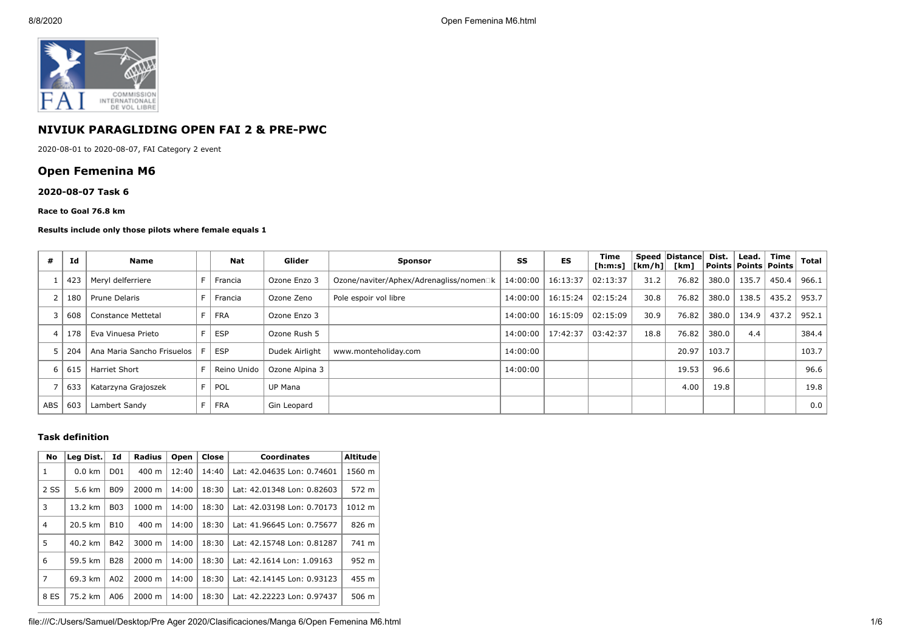# NIVIUK PARAGLIDING OPEN FAI 2 & PRE-PWC

2020-08-01 to 2020-08-07, FAI Category 2 event

## Open Femenina M6

### 2020-08-07 Task 6

**Race to Goal 76.8 km**

**Results include only those pilots where female equals 1**

| # | Id | Name | | Nat | Glider | Sponsor | SS | ES | Time [h:m:s] | Speed [km/h] | Distance [km] | Dist. Points | Lead. Points | Time Points | Total |
|---|---|---|---|---|---|---|---|---|---|---|---|---|---|---|---|
| 1 | 423 | Meryl delferriere | F | Francia | Ozone Enzo 3 | Ozone/naviter/Aphex/Adrenagliss/nomen□k | 14:00:00 | 16:13:37 | 02:13:37 | 31.2 | 76.82 | 380.0 | 135.7 | 450.4 | 966.1 |
| 2 | 180 | Prune Delaris | F | Francia | Ozone Zeno | Pole espoir vol libre | 14:00:00 | 16:15:24 | 02:15:24 | 30.8 | 76.82 | 380.0 | 138.5 | 435.2 | 953.7 |
| 3 | 608 | Constance Mettetal | F | FRA | Ozone Enzo 3 | | 14:00:00 | 16:15:09 | 02:15:09 | 30.9 | 76.82 | 380.0 | 134.9 | 437.2 | 952.1 |
| 4 | 178 | Eva Vinuesa Prieto | F | ESP | Ozone Rush 5 | | 14:00:00 | 17:42:37 | 03:42:37 | 18.8 | 76.82 | 380.0 | 4.4 | | 384.4 |
| 5 | 204 | Ana Maria Sancho Frisuelos | F | ESP | Dudek Airlight | www.monteholiday.com | 14:00:00 | | | | 20.97 | 103.7 | | | 103.7 |
| 6 | 615 | Harriet Short | F | Reino Unido | Ozone Alpina 3 | | 14:00:00 | | | | 19.53 | 96.6 | | | 96.6 |
| 7 | 633 | Katarzyna Grajoszek | F | POL | UP Mana | | | | | | 4.00 | 19.8 | | | 19.8 |
| ABS | 603 | Lambert Sandy | F | FRA | Gin Leopard | | | | | | | | | | 0.0 |

### Task definition

| No | Leg Dist. | Id | Radius | Open | Close | Coordinates | Altitude |
|---|---|---|---|---|---|---|---|
| 1 | 0.0 km | D01 | 400 m | 12:40 | 14:40 | Lat: 42.04635 Lon: 0.74601 | 1560 m |
| 2 SS | 5.6 km | B09 | 2000 m | 14:00 | 18:30 | Lat: 42.01348 Lon: 0.82603 | 572 m |
| 3 | 13.2 km | B03 | 1000 m | 14:00 | 18:30 | Lat: 42.03198 Lon: 0.70173 | 1012 m |
| 4 | 20.5 km | B10 | 400 m | 14:00 | 18:30 | Lat: 41.96645 Lon: 0.75677 | 826 m |
| 5 | 40.2 km | B42 | 3000 m | 14:00 | 18:30 | Lat: 42.15748 Lon: 0.81287 | 741 m |
| 6 | 59.5 km | B28 | 2000 m | 14:00 | 18:30 | Lat: 42.1614 Lon: 1.09163 | 952 m |
| 7 | 69.3 km | A02 | 2000 m | 14:00 | 18:30 | Lat: 42.14145 Lon: 0.93123 | 455 m |
| 8 ES | 75.2 km | A06 | 2000 m | 14:00 | 18:30 | Lat: 42.22223 Lon: 0.97437 | 506 m |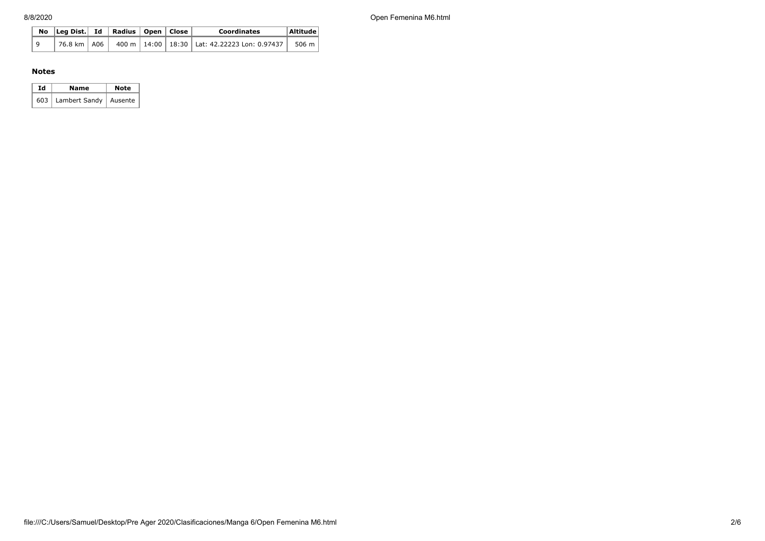| No | Leg Dist. | Id | Radius | Open | Close | Coordinates | Altitude |
|---|---|---|---|---|---|---|---|
| 9 | 76.8 km | A06 | 400 m | 14:00 | 18:30 | Lat: 42.22223 Lon: 0.97437 | 506 m |

### Notes

| Id | Name | Note |
|---|---|---|
| 603 | Lambert Sandy | Ausente |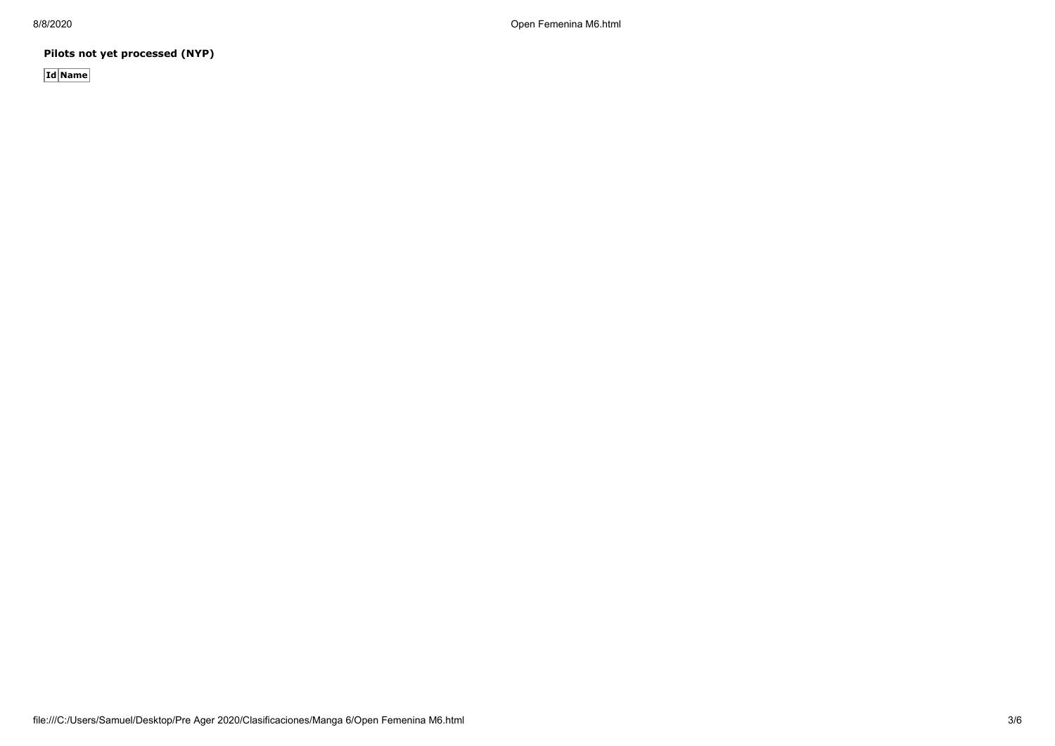**Pilots not yet processed (NYP)**

| Id | Name |
|---|---|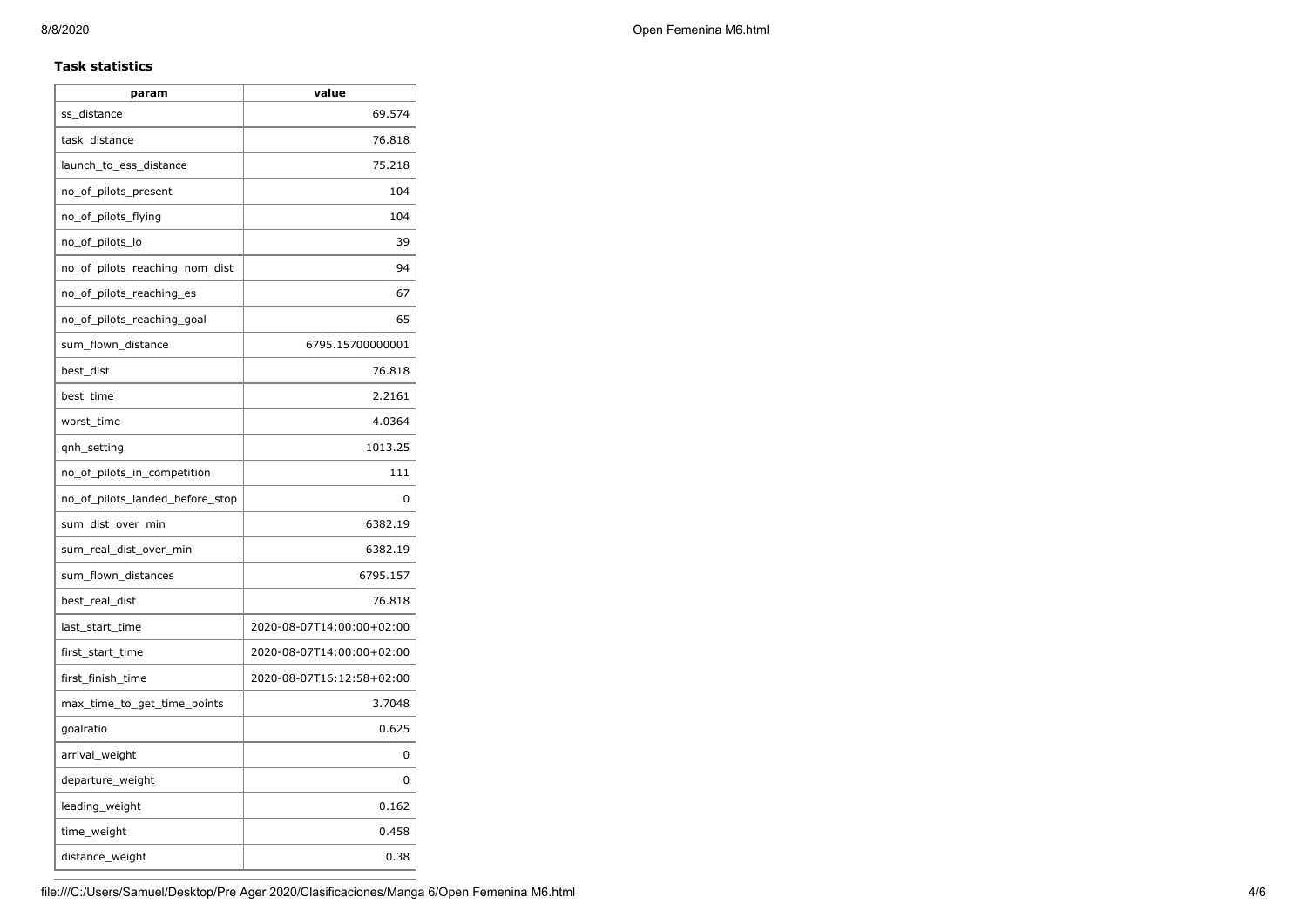### Task statistics

| param | value |
|---|---|
| ss_distance | 69.574 |
| task_distance | 76.818 |
| launch_to_ess_distance | 75.218 |
| no_of_pilots_present | 104 |
| no_of_pilots_flying | 104 |
| no_of_pilots_lo | 39 |
| no_of_pilots_reaching_nom_dist | 94 |
| no_of_pilots_reaching_es | 67 |
| no_of_pilots_reaching_goal | 65 |
| sum_flown_distance | 6795.15700000001 |
| best_dist | 76.818 |
| best_time | 2.2161 |
| worst_time | 4.0364 |
| qnh_setting | 1013.25 |
| no_of_pilots_in_competition | 111 |
| no_of_pilots_landed_before_stop | 0 |
| sum_dist_over_min | 6382.19 |
| sum_real_dist_over_min | 6382.19 |
| sum_flown_distances | 6795.157 |
| best_real_dist | 76.818 |
| last_start_time | 2020-08-07T14:00:00+02:00 |
| first_start_time | 2020-08-07T14:00:00+02:00 |
| first_finish_time | 2020-08-07T16:12:58+02:00 |
| max_time_to_get_time_points | 3.7048 |
| goalratio | 0.625 |
| arrival_weight | 0 |
| departure_weight | 0 |
| leading_weight | 0.162 |
| time_weight | 0.458 |
| distance_weight | 0.38 |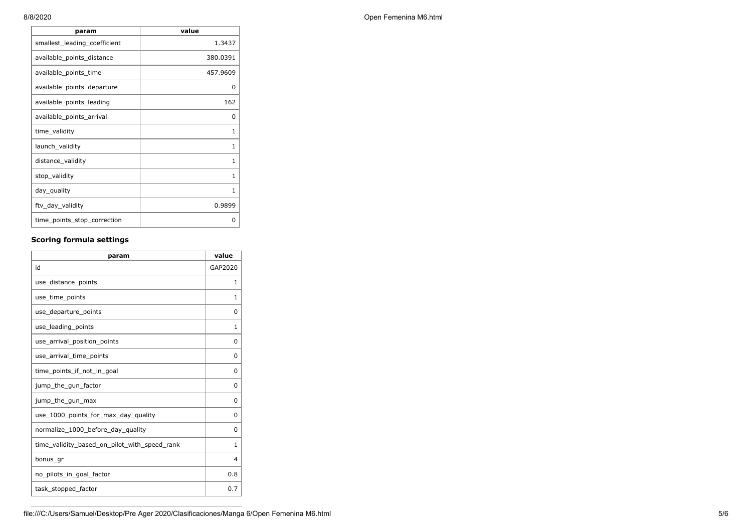| param | value |
| --- | --- |
| smallest_leading_coefficient | 1.3437 |
| available_points_distance | 380.0391 |
| available_points_time | 457.9609 |
| available_points_departure | 0 |
| available_points_leading | 162 |
| available_points_arrival | 0 |
| time_validity | 1 |
| launch_validity | 1 |
| distance_validity | 1 |
| stop_validity | 1 |
| day_quality | 1 |
| ftv_day_validity | 0.9899 |
| time_points_stop_correction | 0 |

### Scoring formula settings

| param | value |
| --- | --- |
| id | GAP2020 |
| use_distance_points | 1 |
| use_time_points | 1 |
| use_departure_points | 0 |
| use_leading_points | 1 |
| use_arrival_position_points | 0 |
| use_arrival_time_points | 0 |
| time_points_if_not_in_goal | 0 |
| jump_the_gun_factor | 0 |
| jump_the_gun_max | 0 |
| use_1000_points_for_max_day_quality | 0 |
| normalize_1000_before_day_quality | 0 |
| time_validity_based_on_pilot_with_speed_rank | 1 |
| bonus_gr | 4 |
| no_pilots_in_goal_factor | 0.8 |
| task_stopped_factor | 0.7 |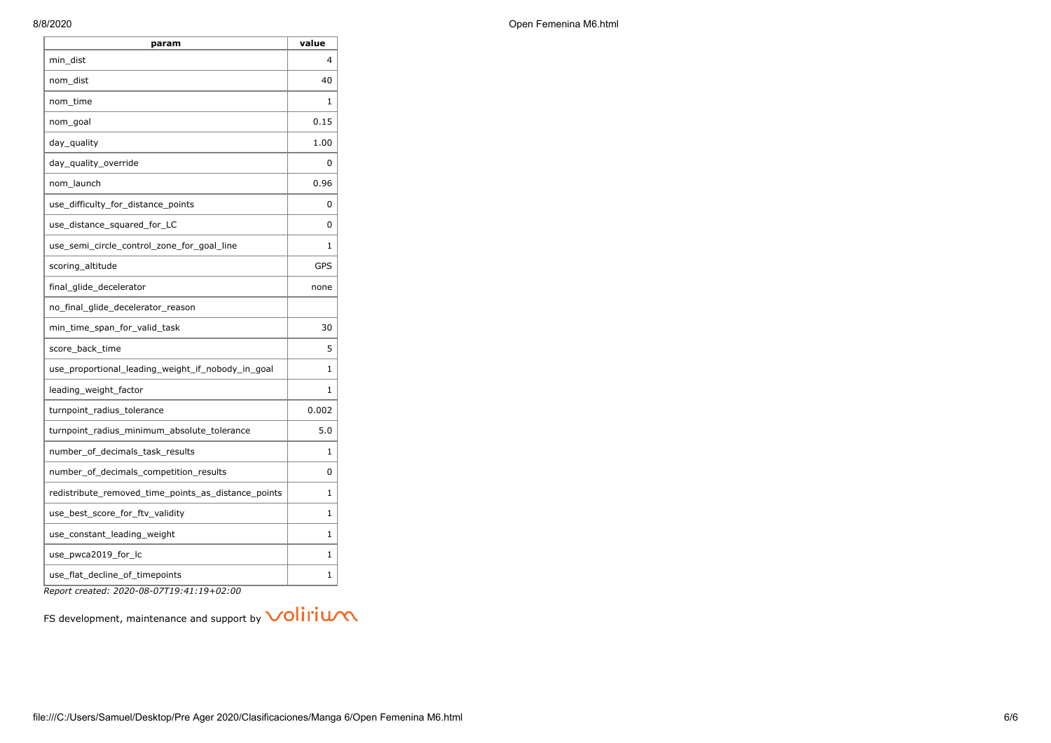| param | value |
| --- | --- |
| min_dist | 4 |
| nom_dist | 40 |
| nom_time | 1 |
| nom_goal | 0.15 |
| day_quality | 1.00 |
| day_quality_override | 0 |
| nom_launch | 0.96 |
| use_difficulty_for_distance_points | 0 |
| use_distance_squared_for_LC | 0 |
| use_semi_circle_control_zone_for_goal_line | 1 |
| scoring_altitude | GPS |
| final_glide_decelerator | none |
| no_final_glide_decelerator_reason | |
| min_time_span_for_valid_task | 30 |
| score_back_time | 5 |
| use_proportional_leading_weight_if_nobody_in_goal | 1 |
| leading_weight_factor | 1 |
| turnpoint_radius_tolerance | 0.002 |
| turnpoint_radius_minimum_absolute_tolerance | 5.0 |
| number_of_decimals_task_results | 1 |
| number_of_decimals_competition_results | 0 |
| redistribute_removed_time_points_as_distance_points | 1 |
| use_best_score_for_ftv_validity | 1 |
| use_constant_leading_weight | 1 |
| use_pwca2019_for_lc | 1 |
| use_flat_decline_of_timepoints | 1 |

*Report created: 2020-08-07T19:41:19+02:00*

FS development, maintenance and support by volirium